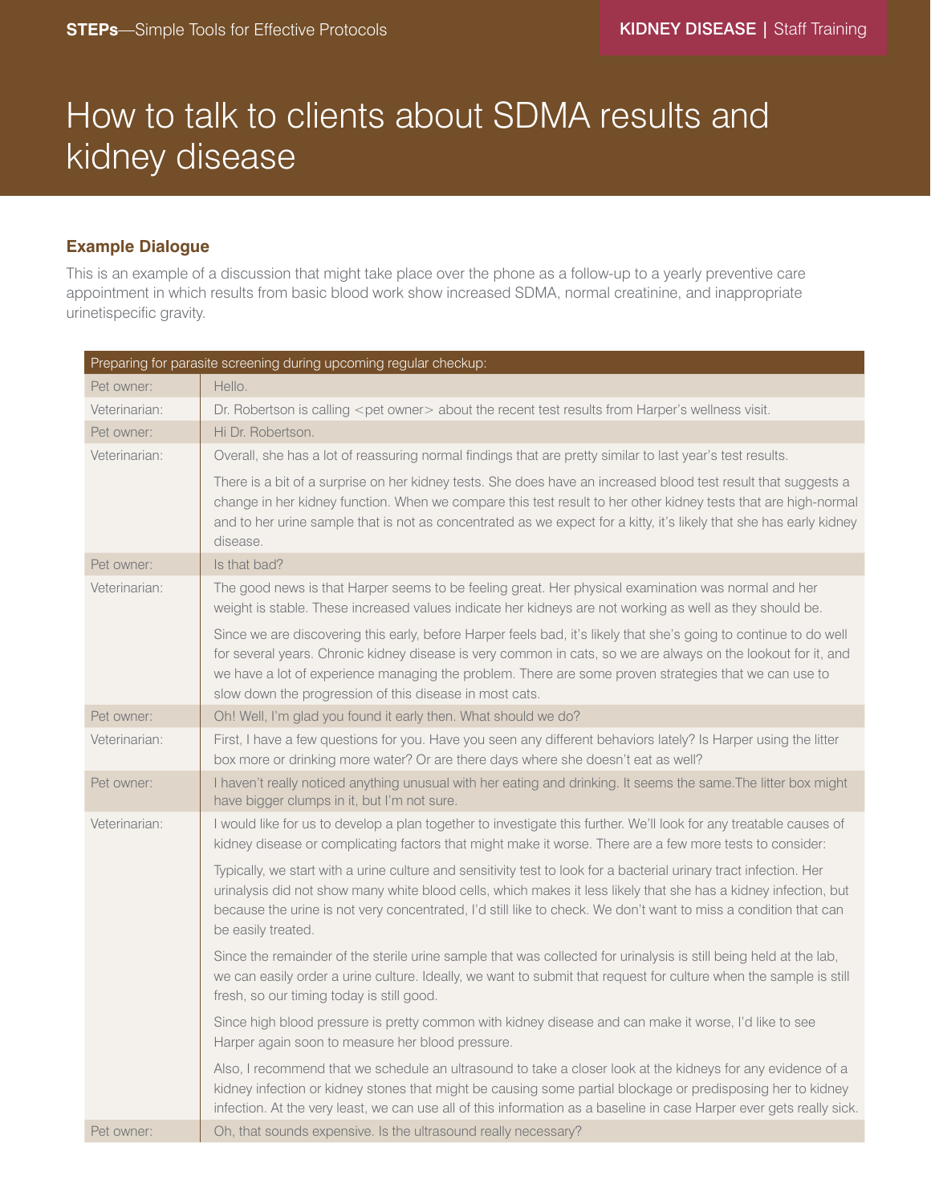STEPs—Simple Tools for Effective Protocols

KIDNEY DISEASE | Staff Training

# How to talk to clients about SDMA results and kidney disease

### Example Dialogue

This is an example of a discussion that might take place over the phone as a follow-up to a yearly preventive care appointment in which results from basic blood work show increased SDMA, normal creatinine, and inappropriate urinetispecific gravity.

| Preparing for parasite screening during upcoming regular checkup: | |
|---|---|
| Pet owner: | Hello. |
| Veterinarian: | Dr. Robertson is calling <pet owner> about the recent test results from Harper's wellness visit. |
| Pet owner: | Hi Dr. Robertson. |
| Veterinarian: | Overall, she has a lot of reassuring normal findings that are pretty similar to last year's test results.<br><br>There is a bit of a surprise on her kidney tests. She does have an increased blood test result that suggests a change in her kidney function. When we compare this test result to her other kidney tests that are high-normal and to her urine sample that is not as concentrated as we expect for a kitty, it's likely that she has early kidney disease. |
| Pet owner: | Is that bad? |
| Veterinarian: | The good news is that Harper seems to be feeling great. Her physical examination was normal and her weight is stable. These increased values indicate her kidneys are not working as well as they should be.<br><br>Since we are discovering this early, before Harper feels bad, it's likely that she's going to continue to do well for several years. Chronic kidney disease is very common in cats, so we are always on the lookout for it, and we have a lot of experience managing the problem. There are some proven strategies that we can use to slow down the progression of this disease in most cats. |
| Pet owner: | Oh! Well, I'm glad you found it early then. What should we do? |
| Veterinarian: | First, I have a few questions for you. Have you seen any different behaviors lately? Is Harper using the litter box more or drinking more water? Or are there days where she doesn't eat as well? |
| Pet owner: | I haven't really noticed anything unusual with her eating and drinking. It seems the same.The litter box might have bigger clumps in it, but I'm not sure. |
| Veterinarian: | I would like for us to develop a plan together to investigate this further. We'll look for any treatable causes of kidney disease or complicating factors that might make it worse. There are a few more tests to consider:<br><br>Typically, we start with a urine culture and sensitivity test to look for a bacterial urinary tract infection. Her urinalysis did not show many white blood cells, which makes it less likely that she has a kidney infection, but because the urine is not very concentrated, I'd still like to check. We don't want to miss a condition that can be easily treated.<br><br>Since the remainder of the sterile urine sample that was collected for urinalysis is still being held at the lab, we can easily order a urine culture. Ideally, we want to submit that request for culture when the sample is still fresh, so our timing today is still good.<br><br>Since high blood pressure is pretty common with kidney disease and can make it worse, I'd like to see Harper again soon to measure her blood pressure.<br><br>Also, I recommend that we schedule an ultrasound to take a closer look at the kidneys for any evidence of a kidney infection or kidney stones that might be causing some partial blockage or predisposing her to kidney infection. At the very least, we can use all of this information as a baseline in case Harper ever gets really sick. |
| Pet owner: | Oh, that sounds expensive. Is the ultrasound really necessary? |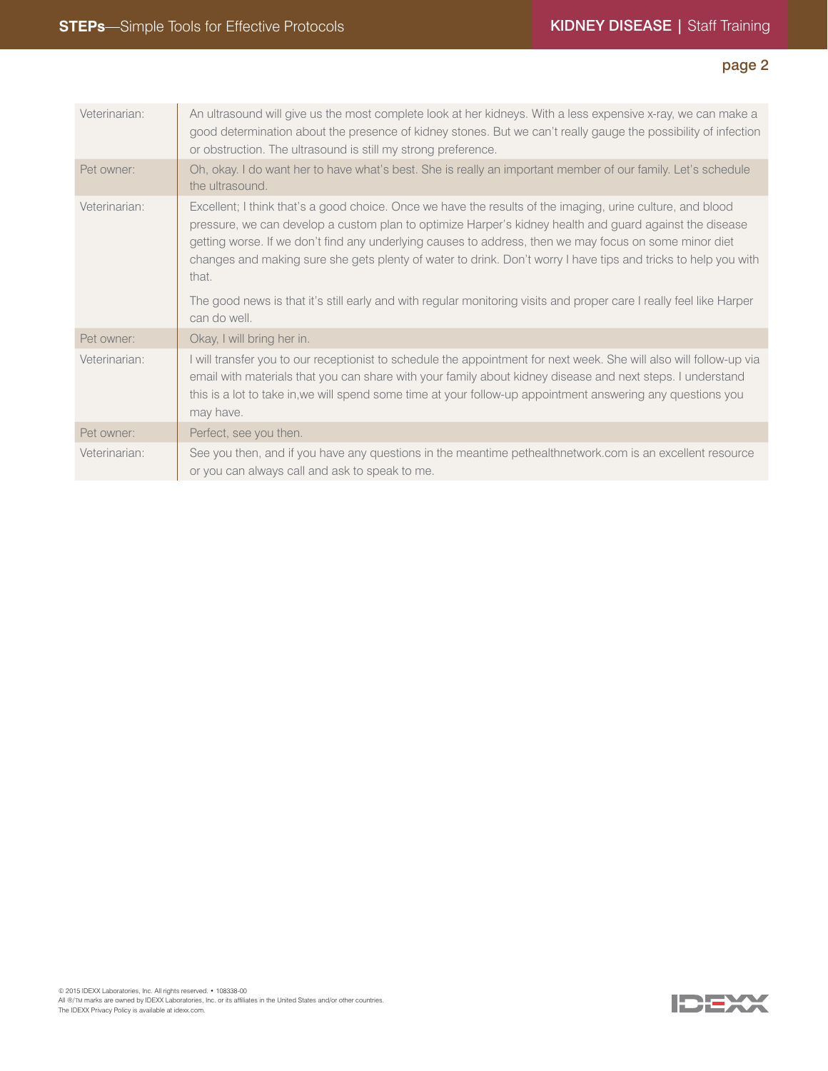| | |
|---|---|
| Veterinarian: | An ultrasound will give us the most complete look at her kidneys. With a less expensive x-ray, we can make a good determination about the presence of kidney stones. But we can't really gauge the possibility of infection or obstruction. The ultrasound is still my strong preference. |
| Pet owner: | Oh, okay. I do want her to have what's best. She is really an important member of our family. Let's schedule the ultrasound. |
| Veterinarian: | Excellent; I think that's a good choice. Once we have the results of the imaging, urine culture, and blood pressure, we can develop a custom plan to optimize Harper's kidney health and guard against the disease getting worse. If we don't find any underlying causes to address, then we may focus on some minor diet changes and making sure she gets plenty of water to drink. Don't worry I have tips and tricks to help you with that.<br><br>The good news is that it's still early and with regular monitoring visits and proper care I really feel like Harper can do well. |
| Pet owner: | Okay, I will bring her in. |
| Veterinarian: | I will transfer you to our receptionist to schedule the appointment for next week. She will also will follow-up via email with materials that you can share with your family about kidney disease and next steps. I understand this is a lot to take in,we will spend some time at your follow-up appointment answering any questions you may have. |
| Pet owner: | Perfect, see you then. |
| Veterinarian: | See you then, and if you have any questions in the meantime pethealthnetwork.com is an excellent resource or you can always call and ask to speak to me. |

© 2015 IDEXX Laboratories, Inc. All rights reserved. • 108338-00
All ®/TM marks are owned by IDEXX Laboratories, Inc. or its affiliates in the United States and/or other countries.
The IDEXX Privacy Policy is available at idexx.com.